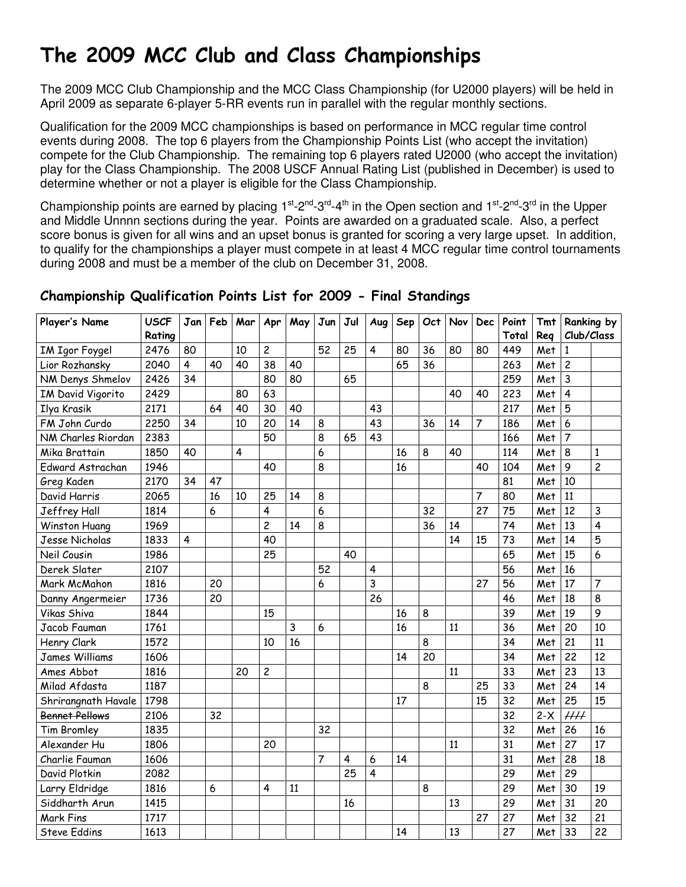# The 2009 MCC Club and Class Championships

The 2009 MCC Club Championship and the MCC Class Championship (for U2000 players) will be held in April 2009 as separate 6-player 5-RR events run in parallel with the regular monthly sections.

Qualification for the 2009 MCC championships is based on performance in MCC regular time control events during 2008. The top 6 players from the Championship Points List (who accept the invitation) compete for the Club Championship. The remaining top 6 players rated U2000 (who accept the invitation) play for the Class Championship. The 2008 USCF Annual Rating List (published in December) is used to determine whether or not a player is eligible for the Class Championship.

Championship points are earned by placing 1st-2nd-3rd-4th in the Open section and 1st-2nd-3rd in the Upper and Middle Unnnn sections during the year. Points are awarded on a graduated scale. Also, a perfect score bonus is given for all wins and an upset bonus is granted for scoring a very large upset. In addition, to qualify for the championships a player must compete in at least 4 MCC regular time control tournaments during 2008 and must be a member of the club on December 31, 2008.

## Championship Qualification Points List for 2009 - Final Standings

| Player's Name | USCF Rating | Jan | Feb | Mar | Apr | May | Jun | Jul | Aug | Sep | Oct | Nov | Dec | Point Total | Tmt Req | Ranking by Club/Class | |
|---|---|---|---|---|---|---|---|---|---|---|---|---|---|---|---|---|---|
| IM Igor Foygel | 2476 | 80 | | 10 | 2 | | 52 | 25 | 4 | 80 | 36 | 80 | 80 | 449 | Met | 1 | |
| Lior Rozhansky | 2040 | 4 | 40 | 40 | 38 | 40 | | | | 65 | 36 | | | 263 | Met | 2 | |
| NM Denys Shmelov | 2426 | 34 | | | 80 | 80 | | 65 | | | | | | 259 | Met | 3 | |
| IM David Vigorito | 2429 | | | 80 | 63 | | | | | | | 40 | 40 | 223 | Met | 4 | |
| Ilya Krasik | 2171 | | 64 | 40 | 30 | 40 | | | 43 | | | | | 217 | Met | 5 | |
| FM John Curdo | 2250 | 34 | | 10 | 20 | 14 | 8 | | 43 | | 36 | 14 | 7 | 186 | Met | 6 | |
| NM Charles Riordan | 2383 | | | | 50 | | 8 | 65 | 43 | | | | | 166 | Met | 7 | |
| Mika Brattain | 1850 | 40 | | 4 | | | 6 | | | 16 | 8 | 40 | | 114 | Met | 8 | 1 |
| Edward Astrachan | 1946 | | | | 40 | | 8 | | | 16 | | | 40 | 104 | Met | 9 | 2 |
| Greg Kaden | 2170 | 34 | 47 | | | | | | | | | | | 81 | Met | 10 | |
| David Harris | 2065 | | 16 | 10 | 25 | 14 | 8 | | | | | | 7 | 80 | Met | 11 | |
| Jeffrey Hall | 1814 | | 6 | | 4 | | 6 | | | | 32 | | 27 | 75 | Met | 12 | 3 |
| Winston Huang | 1969 | | | | 2 | 14 | 8 | | | | 36 | 14 | | 74 | Met | 13 | 4 |
| Jesse Nicholas | 1833 | 4 | | | 40 | | | | | | | 14 | 15 | 73 | Met | 14 | 5 |
| Neil Cousin | 1986 | | | | 25 | | | 40 | | | | | | 65 | Met | 15 | 6 |
| Derek Slater | 2107 | | | | | | 52 | | 4 | | | | | 56 | Met | 16 | |
| Mark McMahon | 1816 | | 20 | | | | 6 | | 3 | | | | 27 | 56 | Met | 17 | 7 |
| Danny Angermeier | 1736 | | 20 | | | | | | 26 | | | | | 46 | Met | 18 | 8 |
| Vikas Shiva | 1844 | | | | 15 | | | | | 16 | 8 | | | 39 | Met | 19 | 9 |
| Jacob Fauman | 1761 | | | | | 3 | 6 | | | 16 | | 11 | | 36 | Met | 20 | 10 |
| Henry Clark | 1572 | | | | 10 | 16 | | | | | 8 | | | 34 | Met | 21 | 11 |
| James Williams | 1606 | | | | | | | | | 14 | 20 | | | 34 | Met | 22 | 12 |
| Ames Abbot | 1816 | | | 20 | 2 | | | | | | | 11 | | 33 | Met | 23 | 13 |
| Milad Afdasta | 1187 | | | | | | | | | | 8 | | 25 | 33 | Met | 24 | 14 |
| Shrirangnath Havale | 1798 | | | | | | | | | 17 | | | 15 | 32 | Met | 25 | 15 |
| ~~Bennet Pellows~~ | 2106 | | 32 | | | | | | | | | | | 32 | 2-X | ~~###~~ | |
| Tim Bromley | 1835 | | | | | | 32 | | | | | | | 32 | Met | 26 | 16 |
| Alexander Hu | 1806 | | | | 20 | | | | | | | 11 | | 31 | Met | 27 | 17 |
| Charlie Fauman | 1606 | | | | | | 7 | 4 | 6 | 14 | | | | 31 | Met | 28 | 18 |
| David Plotkin | 2082 | | | | | | | 25 | 4 | | | | | 29 | Met | 29 | |
| Larry Eldridge | 1816 | | 6 | | 4 | 11 | | | | | 8 | | | 29 | Met | 30 | 19 |
| Siddharth Arun | 1415 | | | | | | | 16 | | | | 13 | | 29 | Met | 31 | 20 |
| Mark Fins | 1717 | | | | | | | | | | | | 27 | 27 | Met | 32 | 21 |
| Steve Eddins | 1613 | | | | | | | | | 14 | | 13 | | 27 | Met | 33 | 22 |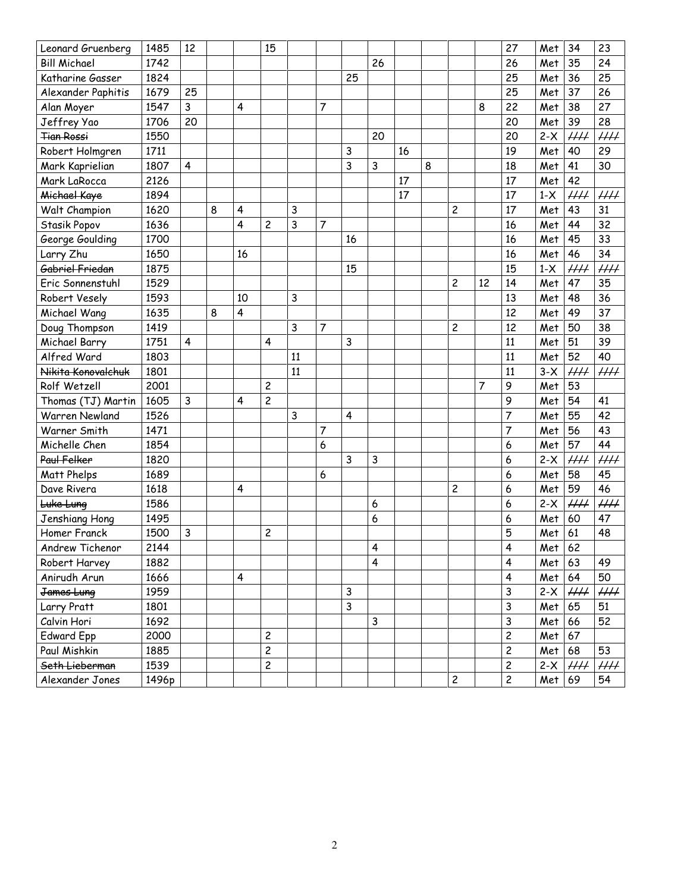| | | | | | | | | | | | | | | | | | |
|---|---|---|---|---|---|---|---|---|---|---|---|---|---|---|---|---|---|
| Leonard Gruenberg | 1485 | 12 | | | 15 | | | | | | | | | 27 | Met | 34 | 23 |
| Bill Michael | 1742 | | | | | | | | 26 | | | | | 26 | Met | 35 | 24 |
| Katharine Gasser | 1824 | | | | | | | 25 | | | | | | 25 | Met | 36 | 25 |
| Alexander Paphitis | 1679 | 25 | | | | | | | | | | | | 25 | Met | 37 | 26 |
| Alan Moyer | 1547 | 3 | | 4 | | | 7 | | | | | | 8 | 22 | Met | 38 | 27 |
| Jeffrey Yao | 1706 | 20 | | | | | | | | | | | | 20 | Met | 39 | 28 |
| ~~Tian Rossi~~ | 1550 | | | | | | | | 20 | | | | | 20 | 2-X | ### | ### |
| Robert Holmgren | 1711 | | | | | | | 3 | | 16 | | | | 19 | Met | 40 | 29 |
| Mark Kaprielian | 1807 | 4 | | | | | | 3 | 3 | | 8 | | | 18 | Met | 41 | 30 |
| Mark LaRocca | 2126 | | | | | | | | | 17 | | | | 17 | Met | 42 | |
| ~~Michael Kaye~~ | 1894 | | | | | | | | | 17 | | | | 17 | 1-X | ### | ### |
| Walt Champion | 1620 | | 8 | 4 | | 3 | | | | | | 2 | | 17 | Met | 43 | 31 |
| Stasik Popov | 1636 | | | 4 | 2 | 3 | 7 | | | | | | | 16 | Met | 44 | 32 |
| George Goulding | 1700 | | | | | | | 16 | | | | | | 16 | Met | 45 | 33 |
| Larry Zhu | 1650 | | | 16 | | | | | | | | | | 16 | Met | 46 | 34 |
| ~~Gabriel Friedan~~ | 1875 | | | | | | | 15 | | | | | | 15 | 1-X | ### | ### |
| Eric Sonnenstuhl | 1529 | | | | | | | | | | | 2 | 12 | 14 | Met | 47 | 35 |
| Robert Vesely | 1593 | | | 10 | | 3 | | | | | | | | 13 | Met | 48 | 36 |
| Michael Wang | 1635 | | 8 | 4 | | | | | | | | | | 12 | Met | 49 | 37 |
| Doug Thompson | 1419 | | | | | 3 | 7 | | | | | 2 | | 12 | Met | 50 | 38 |
| Michael Barry | 1751 | 4 | | | 4 | | | 3 | | | | | | 11 | Met | 51 | 39 |
| Alfred Ward | 1803 | | | | | 11 | | | | | | | | 11 | Met | 52 | 40 |
| ~~Nikita Konovalchuk~~ | 1801 | | | | | 11 | | | | | | | | 11 | 3-X | ### | ### |
| Rolf Wetzell | 2001 | | | | 2 | | | | | | | | 7 | 9 | Met | 53 | |
| Thomas (TJ) Martin | 1605 | 3 | | 4 | 2 | | | | | | | | | 9 | Met | 54 | 41 |
| Warren Newland | 1526 | | | | | 3 | | 4 | | | | | | 7 | Met | 55 | 42 |
| Warner Smith | 1471 | | | | | | 7 | | | | | | | 7 | Met | 56 | 43 |
| Michelle Chen | 1854 | | | | | | 6 | | | | | | | 6 | Met | 57 | 44 |
| ~~Paul Felker~~ | 1820 | | | | | | | 3 | 3 | | | | | 6 | 2-X | ### | ### |
| Matt Phelps | 1689 | | | | | | 6 | | | | | | | 6 | Met | 58 | 45 |
| Dave Rivera | 1618 | | | 4 | | | | | | | | 2 | | 6 | Met | 59 | 46 |
| ~~Luke Lung~~ | 1586 | | | | | | | | 6 | | | | | 6 | 2-X | ### | ### |
| Jenshiang Hong | 1495 | | | | | | | | 6 | | | | | 6 | Met | 60 | 47 |
| Homer Franck | 1500 | 3 | | | 2 | | | | | | | | | 5 | Met | 61 | 48 |
| Andrew Tichenor | 2144 | | | | | | | | 4 | | | | | 4 | Met | 62 | |
| Robert Harvey | 1882 | | | | | | | | 4 | | | | | 4 | Met | 63 | 49 |
| Anirudh Arun | 1666 | | | 4 | | | | | | | | | | 4 | Met | 64 | 50 |
| ~~James Lung~~ | 1959 | | | | | | | 3 | | | | | | 3 | 2-X | ### | ### |
| Larry Pratt | 1801 | | | | | | | 3 | | | | | | 3 | Met | 65 | 51 |
| Calvin Hori | 1692 | | | | | | | | 3 | | | | | 3 | Met | 66 | 52 |
| Edward Epp | 2000 | | | | 2 | | | | | | | | | 2 | Met | 67 | |
| Paul Mishkin | 1885 | | | | 2 | | | | | | | | | 2 | Met | 68 | 53 |
| ~~Seth Lieberman~~ | 1539 | | | | 2 | | | | | | | | | 2 | 2-X | ### | ### |
| Alexander Jones | 1496p | | | | | | | | | | | 2 | | 2 | Met | 69 | 54 |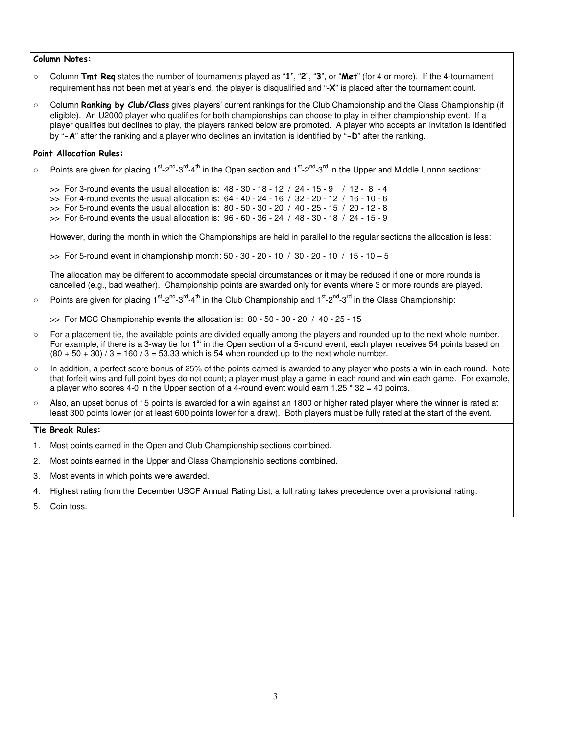**Column Notes:**

- Column **Tmt Req** states the number of tournaments played as "**1**", "**2**", "**3**", or "**Met**" (for 4 or more). If the 4-tournament requirement has not been met at year's end, the player is disqualified and "**-X**" is placed after the tournament count.
- Column **Ranking by Club/Class** gives players' current rankings for the Club Championship and the Class Championship (if eligible). An U2000 player who qualifies for both championships can choose to play in either championship event. If a player qualifies but declines to play, the players ranked below are promoted. A player who accepts an invitation is identified by "**-A**" after the ranking and a player who declines an invitation is identified by "**-D**" after the ranking.

**Point Allocation Rules:**

- Points are given for placing 1st-2nd-3rd-4th in the Open section and 1st-2nd-3rd in the Upper and Middle Unnnn sections:

  >> For 3-round events the usual allocation is: 48 - 30 - 18 - 12 / 24 - 15 - 9 / 12 - 8 - 4
  >> For 4-round events the usual allocation is: 64 - 40 - 24 - 16 / 32 - 20 - 12 / 16 - 10 - 6
  >> For 5-round events the usual allocation is: 80 - 50 - 30 - 20 / 40 - 25 - 15 / 20 - 12 - 8
  >> For 6-round events the usual allocation is: 96 - 60 - 36 - 24 / 48 - 30 - 18 / 24 - 15 - 9

  However, during the month in which the Championships are held in parallel to the regular sections the allocation is less:

  >> For 5-round event in championship month: 50 - 30 - 20 - 10 / 30 - 20 - 10 / 15 - 10 – 5

  The allocation may be different to accommodate special circumstances or it may be reduced if one or more rounds is cancelled (e.g., bad weather). Championship points are awarded only for events where 3 or more rounds are played.
- Points are given for placing 1st-2nd-3rd-4th in the Club Championship and 1st-2nd-3rd in the Class Championship:

  >> For MCC Championship events the allocation is: 80 - 50 - 30 - 20 / 40 - 25 - 15
- For a placement tie, the available points are divided equally among the players and rounded up to the next whole number. For example, if there is a 3-way tie for 1st in the Open section of a 5-round event, each player receives 54 points based on $(80 + 50 + 30) / 3 = 160 / 3 = 53.33$ which is 54 when rounded up to the next whole number.
- In addition, a perfect score bonus of 25% of the points earned is awarded to any player who posts a win in each round. Note that forfeit wins and full point byes do not count; a player must play a game in each round and win each game. For example, a player who scores 4-0 in the Upper section of a 4-round event would earn $1.25 * 32 = 40$ points.
- Also, an upset bonus of 15 points is awarded for a win against an 1800 or higher rated player where the winner is rated at least 300 points lower (or at least 600 points lower for a draw). Both players must be fully rated at the start of the event.

**Tie Break Rules:**

1. Most points earned in the Open and Club Championship sections combined.
2. Most points earned in the Upper and Class Championship sections combined.
3. Most events in which points were awarded.
4. Highest rating from the December USCF Annual Rating List; a full rating takes precedence over a provisional rating.
5. Coin toss.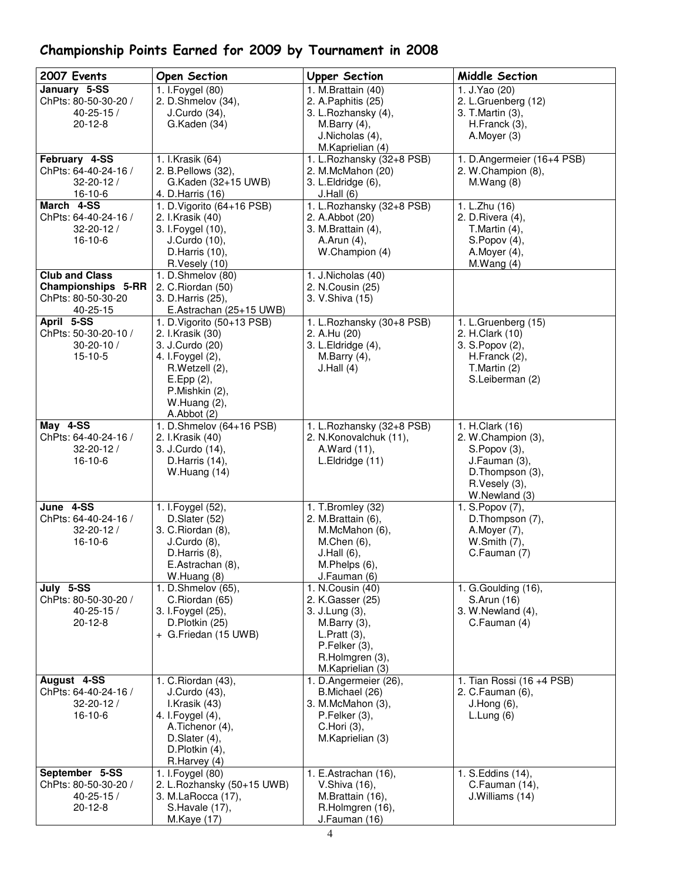## Championship Points Earned for 2009 by Tournament in 2008

| 2007 Events | Open Section | Upper Section | Middle Section |
|---|---|---|---|
| **January 5-SS**<br>ChPts: 80-50-30-20 / 40-25-15 / 20-12-8 | 1. I.Foygel (80)<br>2. D.Shmelov (34), J.Curdo (34), G.Kaden (34) | 1. M.Brattain (40)<br>2. A.Paphitis (25)<br>3. L.Rozhansky (4), M.Barry (4), J.Nicholas (4), M.Kaprielian (4) | 1. J.Yao (20)<br>2. L.Gruenberg (12)<br>3. T.Martin (3), H.Franck (3), A.Moyer (3) |
| **February 4-SS**<br>ChPts: 64-40-24-16 / 32-20-12 / 16-10-6 | 1. I.Krasik (64)<br>2. B.Pellows (32), G.Kaden (32+15 UWB)<br>4. D.Harris (16) | 1. L.Rozhansky (32+8 PSB)<br>2. M.McMahon (20)<br>3. L.Eldridge (6), J.Hall (6) | 1. D.Angermeier (16+4 PSB)<br>2. W.Champion (8), M.Wang (8) |
| **March 4-SS**<br>ChPts: 64-40-24-16 / 32-20-12 / 16-10-6 | 1. D.Vigorito (64+16 PSB)<br>2. I.Krasik (40)<br>3. I.Foygel (10), J.Curdo (10), D.Harris (10), R.Vesely (10) | 1. L.Rozhansky (32+8 PSB)<br>2. A.Abbot (20)<br>3. M.Brattain (4), A.Arun (4), W.Champion (4) | 1. L.Zhu (16)<br>2. D.Rivera (4), T.Martin (4), S.Popov (4), A.Moyer (4), M.Wang (4) |
| **Club and Class Championships 5-RR**<br>ChPts: 80-50-30-20 40-25-15 | 1. D.Shmelov (80)<br>2. C.Riordan (50)<br>3. D.Harris (25), E.Astrachan (25+15 UWB) | 1. J.Nicholas (40)<br>2. N.Cousin (25)<br>3. V.Shiva (15) | |
| **April 5-SS**<br>ChPts: 50-30-20-10 / 30-20-10 / 15-10-5 | 1. D.Vigorito (50+13 PSB)<br>2. I.Krasik (30)<br>3. J.Curdo (20)<br>4. I.Foygel (2), R.Wetzell (2), E.Epp (2), P.Mishkin (2), W.Huang (2), A.Abbot (2) | 1. L.Rozhansky (30+8 PSB)<br>2. A.Hu (20)<br>3. L.Eldridge (4), M.Barry (4), J.Hall (4) | 1. L.Gruenberg (15)<br>2. H.Clark (10)<br>3. S.Popov (2), H.Franck (2), T.Martin (2) S.Leiberman (2) |
| **May 4-SS**<br>ChPts: 64-40-24-16 / 32-20-12 / 16-10-6 | 1. D.Shmelov (64+16 PSB)<br>2. I.Krasik (40)<br>3. J.Curdo (14), D.Harris (14), W.Huang (14) | 1. L.Rozhansky (32+8 PSB)<br>2. N.Konovalchuk (11), A.Ward (11), L.Eldridge (11) | 1. H.Clark (16)<br>2. W.Champion (3), S.Popov (3), J.Fauman (3), D.Thompson (3), R.Vesely (3), W.Newland (3) |
| **June 4-SS**<br>ChPts: 64-40-24-16 / 32-20-12 / 16-10-6 | 1. I.Foygel (52), D.Slater (52)<br>3. C.Riordan (8), J.Curdo (8), D.Harris (8), E.Astrachan (8), W.Huang (8) | 1. T.Bromley (32)<br>2. M.Brattain (6), M.McMahon (6), M.Chen (6), J.Hall (6), M.Phelps (6), J.Fauman (6) | 1. S.Popov (7), D.Thompson (7), A.Moyer (7), W.Smith (7), C.Fauman (7) |
| **July 5-SS**<br>ChPts: 80-50-30-20 / 40-25-15 / 20-12-8 | 1. D.Shmelov (65), C.Riordan (65)<br>3. I.Foygel (25), D.Plotkin (25)<br>+ G.Friedan (15 UWB) | 1. N.Cousin (40)<br>2. K.Gasser (25)<br>3. J.Lung (3), M.Barry (3), L.Pratt (3), P.Felker (3), R.Holmgren (3), M.Kaprielian (3) | 1. G.Goulding (16), S.Arun (16)<br>3. W.Newland (4), C.Fauman (4) |
| **August 4-SS**<br>ChPts: 64-40-24-16 / 32-20-12 / 16-10-6 | 1. C.Riordan (43), J.Curdo (43), I.Krasik (43)<br>4. I.Foygel (4), A.Tichenor (4), D.Slater (4), D.Plotkin (4), R.Harvey (4) | 1. D.Angermeier (26), B.Michael (26)<br>3. M.McMahon (3), P.Felker (3), C.Hori (3), M.Kaprielian (3) | 1. Tian Rossi (16 +4 PSB)<br>2. C.Fauman (6), J.Hong (6), L.Lung (6) |
| **September 5-SS**<br>ChPts: 80-50-30-20 / 40-25-15 / 20-12-8 | 1. I.Foygel (80)<br>2. L.Rozhansky (50+15 UWB)<br>3. M.LaRocca (17), S.Havale (17), M.Kaye (17) | 1. E.Astrachan (16), V.Shiva (16), M.Brattain (16), R.Holmgren (16), J.Fauman (16) | 1. S.Eddins (14), C.Fauman (14), J.Williams (14) |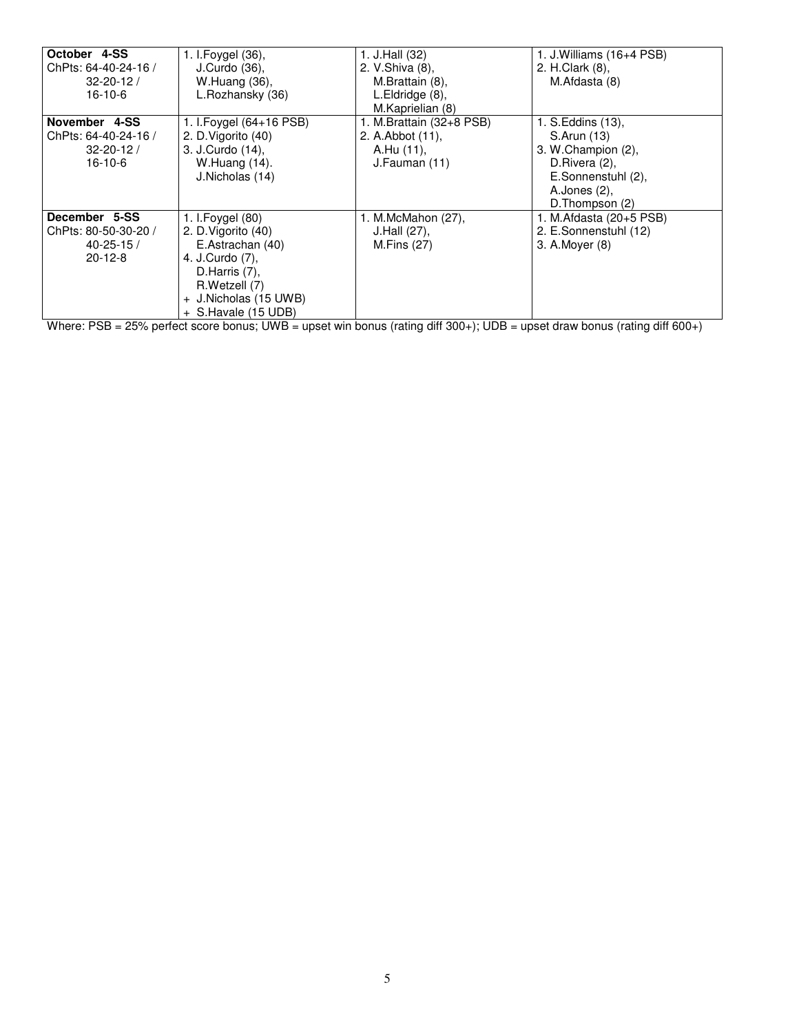| | | | |
|---|---|---|---|
| **October 4-SS**<br>ChPts: 64-40-24-16 /<br>32-20-12 /<br>16-10-6 | 1. I.Foygel (36),<br>J.Curdo (36),<br>W.Huang (36),<br>L.Rozhansky (36) | 1. J.Hall (32)<br>2. V.Shiva (8),<br>M.Brattain (8),<br>L.Eldridge (8),<br>M.Kaprielian (8) | 1. J.Williams (16+4 PSB)<br>2. H.Clark (8),<br>M.Afdasta (8) |
| **November 4-SS**<br>ChPts: 64-40-24-16 /<br>32-20-12 /<br>16-10-6 | 1. I.Foygel (64+16 PSB)<br>2. D.Vigorito (40)<br>3. J.Curdo (14),<br>W.Huang (14).<br>J.Nicholas (14) | 1. M.Brattain (32+8 PSB)<br>2. A.Abbot (11),<br>A.Hu (11),<br>J.Fauman (11) | 1. S.Eddins (13),<br>S.Arun (13)<br>3. W.Champion (2),<br>D.Rivera (2),<br>E.Sonnenstuhl (2),<br>A.Jones (2),<br>D.Thompson (2) |
| **December 5-SS**<br>ChPts: 80-50-30-20 /<br>40-25-15 /<br>20-12-8 | 1. I.Foygel (80)<br>2. D.Vigorito (40)<br>E.Astrachan (40)<br>4. J.Curdo (7),<br>D.Harris (7),<br>R.Wetzell (7)<br>+ J.Nicholas (15 UWB)<br>+ S.Havale (15 UDB) | 1. M.McMahon (27),<br>J.Hall (27),<br>M.Fins (27) | 1. M.Afdasta (20+5 PSB)<br>2. E.Sonnenstuhl (12)<br>3. A.Moyer (8) |

Where: PSB = 25% perfect score bonus; UWB = upset win bonus (rating diff 300+); UDB = upset draw bonus (rating diff 600+)